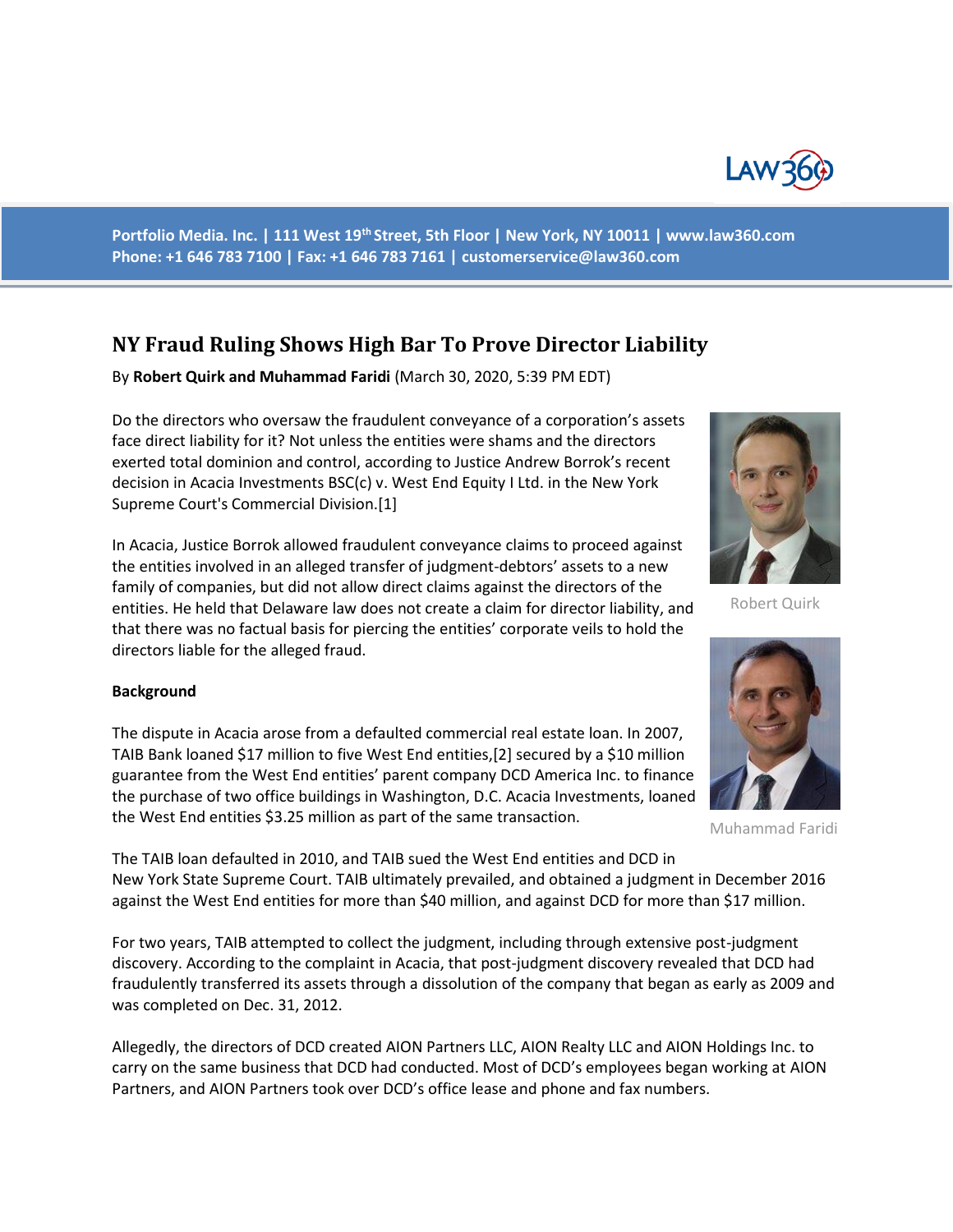Portfolio Media. Inc. | 111 West 19th Street, 5th Floor | New York, NY 10011 | www.law360.com
Phone: +1 646 783 7100 | Fax: +1 646 783 7161 | customerservice@law360.com

# NY Fraud Ruling Shows High Bar To Prove Director Liability

By **Robert Quirk and Muhammad Faridi** (March 30, 2020, 5:39 PM EDT)

Do the directors who oversaw the fraudulent conveyance of a corporation's assets face direct liability for it? Not unless the entities were shams and the directors exerted total dominion and control, according to Justice Andrew Borrok's recent decision in Acacia Investments BSC(c) v. West End Equity I Ltd. in the New York Supreme Court's Commercial Division.[1]

Robert Quirk

Muhammad Faridi

In Acacia, Justice Borrok allowed fraudulent conveyance claims to proceed against the entities involved in an alleged transfer of judgment-debtors' assets to a new family of companies, but did not allow direct claims against the directors of the entities. He held that Delaware law does not create a claim for director liability, and that there was no factual basis for piercing the entities' corporate veils to hold the directors liable for the alleged fraud.

**Background**

The dispute in Acacia arose from a defaulted commercial real estate loan. In 2007, TAIB Bank loaned $17 million to five West End entities,[2] secured by a $10 million guarantee from the West End entities' parent company DCD America Inc. to finance the purchase of two office buildings in Washington, D.C. Acacia Investments, loaned the West End entities $3.25 million as part of the same transaction.

The TAIB loan defaulted in 2010, and TAIB sued the West End entities and DCD in New York State Supreme Court. TAIB ultimately prevailed, and obtained a judgment in December 2016 against the West End entities for more than $40 million, and against DCD for more than $17 million.

For two years, TAIB attempted to collect the judgment, including through extensive post-judgment discovery. According to the complaint in Acacia, that post-judgment discovery revealed that DCD had fraudulently transferred its assets through a dissolution of the company that began as early as 2009 and was completed on Dec. 31, 2012.

Allegedly, the directors of DCD created AION Partners LLC, AION Realty LLC and AION Holdings Inc. to carry on the same business that DCD had conducted. Most of DCD's employees began working at AION Partners, and AION Partners took over DCD's office lease and phone and fax numbers.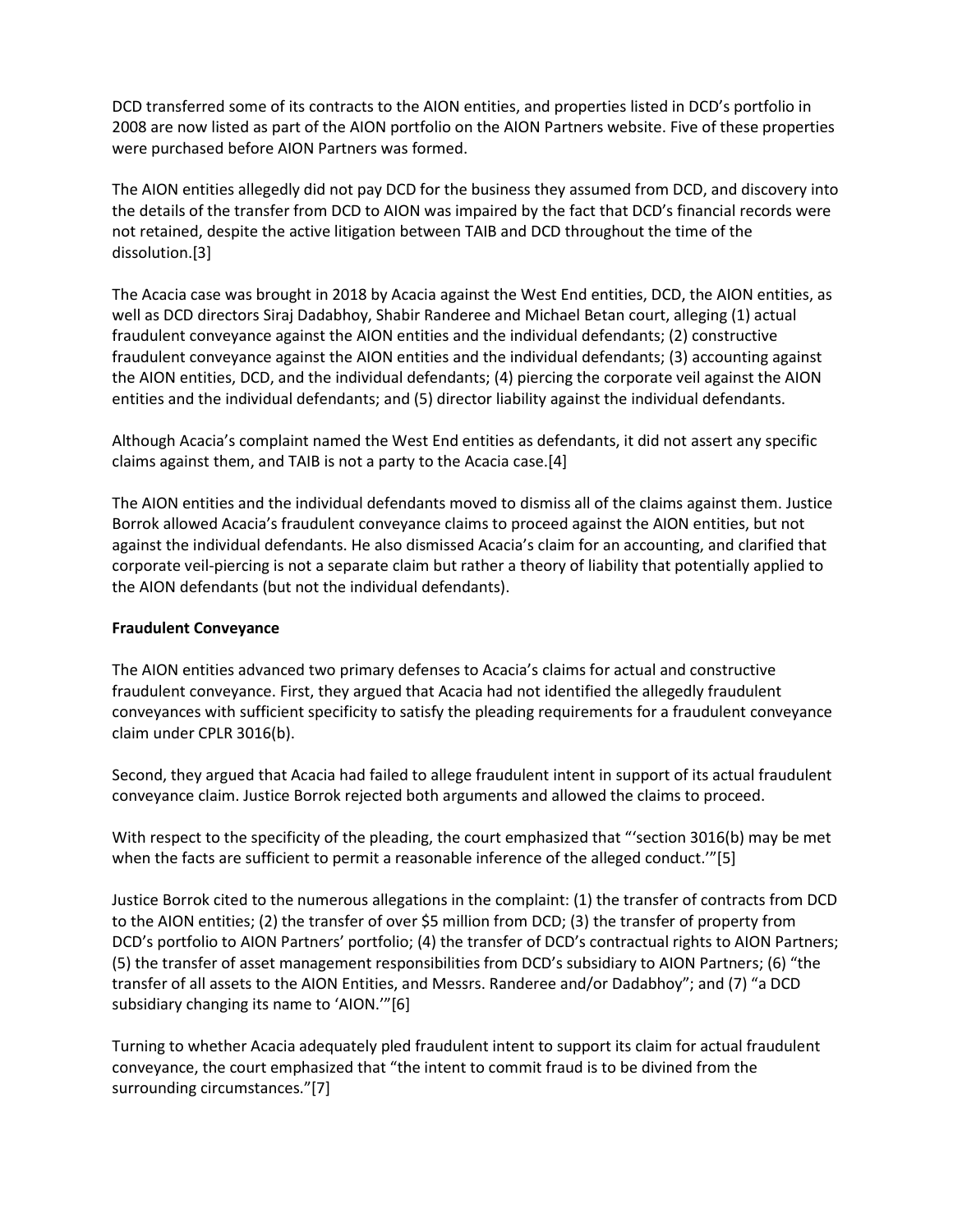DCD transferred some of its contracts to the AION entities, and properties listed in DCD's portfolio in 2008 are now listed as part of the AION portfolio on the AION Partners website. Five of these properties were purchased before AION Partners was formed.

The AION entities allegedly did not pay DCD for the business they assumed from DCD, and discovery into the details of the transfer from DCD to AION was impaired by the fact that DCD's financial records were not retained, despite the active litigation between TAIB and DCD throughout the time of the dissolution.[3]

The Acacia case was brought in 2018 by Acacia against the West End entities, DCD, the AION entities, as well as DCD directors Siraj Dadabhoy, Shabir Randeree and Michael Betan court, alleging (1) actual fraudulent conveyance against the AION entities and the individual defendants; (2) constructive fraudulent conveyance against the AION entities and the individual defendants; (3) accounting against the AION entities, DCD, and the individual defendants; (4) piercing the corporate veil against the AION entities and the individual defendants; and (5) director liability against the individual defendants.

Although Acacia's complaint named the West End entities as defendants, it did not assert any specific claims against them, and TAIB is not a party to the Acacia case.[4]

The AION entities and the individual defendants moved to dismiss all of the claims against them. Justice Borrok allowed Acacia's fraudulent conveyance claims to proceed against the AION entities, but not against the individual defendants. He also dismissed Acacia's claim for an accounting, and clarified that corporate veil-piercing is not a separate claim but rather a theory of liability that potentially applied to the AION defendants (but not the individual defendants).

**Fraudulent Conveyance**

The AION entities advanced two primary defenses to Acacia's claims for actual and constructive fraudulent conveyance. First, they argued that Acacia had not identified the allegedly fraudulent conveyances with sufficient specificity to satisfy the pleading requirements for a fraudulent conveyance claim under CPLR 3016(b).

Second, they argued that Acacia had failed to allege fraudulent intent in support of its actual fraudulent conveyance claim. Justice Borrok rejected both arguments and allowed the claims to proceed.

With respect to the specificity of the pleading, the court emphasized that "'section 3016(b) may be met when the facts are sufficient to permit a reasonable inference of the alleged conduct.'"[5]

Justice Borrok cited to the numerous allegations in the complaint: (1) the transfer of contracts from DCD to the AION entities; (2) the transfer of over $5 million from DCD; (3) the transfer of property from DCD's portfolio to AION Partners' portfolio; (4) the transfer of DCD's contractual rights to AION Partners; (5) the transfer of asset management responsibilities from DCD's subsidiary to AION Partners; (6) "the transfer of all assets to the AION Entities, and Messrs. Randeree and/or Dadabhoy"; and (7) "a DCD subsidiary changing its name to 'AION.'"[6]

Turning to whether Acacia adequately pled fraudulent intent to support its claim for actual fraudulent conveyance, the court emphasized that "the intent to commit fraud is to be divined from the surrounding circumstances."[7]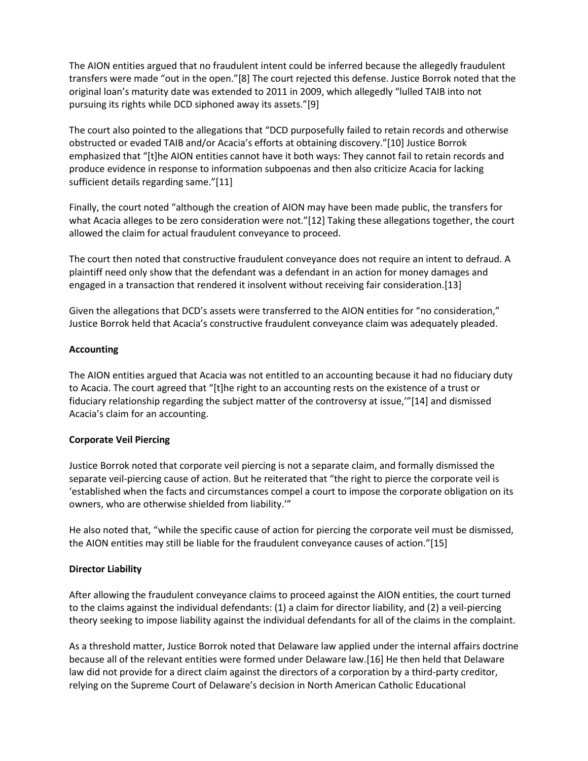The AION entities argued that no fraudulent intent could be inferred because the allegedly fraudulent transfers were made "out in the open."[8] The court rejected this defense. Justice Borrok noted that the original loan's maturity date was extended to 2011 in 2009, which allegedly "lulled TAIB into not pursuing its rights while DCD siphoned away its assets."[9]

The court also pointed to the allegations that "DCD purposefully failed to retain records and otherwise obstructed or evaded TAIB and/or Acacia's efforts at obtaining discovery."[10] Justice Borrok emphasized that "[t]he AION entities cannot have it both ways: They cannot fail to retain records and produce evidence in response to information subpoenas and then also criticize Acacia for lacking sufficient details regarding same."[11]

Finally, the court noted "although the creation of AION may have been made public, the transfers for what Acacia alleges to be zero consideration were not."[12] Taking these allegations together, the court allowed the claim for actual fraudulent conveyance to proceed.

The court then noted that constructive fraudulent conveyance does not require an intent to defraud. A plaintiff need only show that the defendant was a defendant in an action for money damages and engaged in a transaction that rendered it insolvent without receiving fair consideration.[13]

Given the allegations that DCD's assets were transferred to the AION entities for "no consideration," Justice Borrok held that Acacia's constructive fraudulent conveyance claim was adequately pleaded.

**Accounting**

The AION entities argued that Acacia was not entitled to an accounting because it had no fiduciary duty to Acacia. The court agreed that "[t]he right to an accounting rests on the existence of a trust or fiduciary relationship regarding the subject matter of the controversy at issue,'"[14] and dismissed Acacia's claim for an accounting.

**Corporate Veil Piercing**

Justice Borrok noted that corporate veil piercing is not a separate claim, and formally dismissed the separate veil-piercing cause of action. But he reiterated that "the right to pierce the corporate veil is 'established when the facts and circumstances compel a court to impose the corporate obligation on its owners, who are otherwise shielded from liability.'"

He also noted that, "while the specific cause of action for piercing the corporate veil must be dismissed, the AION entities may still be liable for the fraudulent conveyance causes of action."[15]

**Director Liability**

After allowing the fraudulent conveyance claims to proceed against the AION entities, the court turned to the claims against the individual defendants: (1) a claim for director liability, and (2) a veil-piercing theory seeking to impose liability against the individual defendants for all of the claims in the complaint.

As a threshold matter, Justice Borrok noted that Delaware law applied under the internal affairs doctrine because all of the relevant entities were formed under Delaware law.[16] He then held that Delaware law did not provide for a direct claim against the directors of a corporation by a third-party creditor, relying on the Supreme Court of Delaware's decision in North American Catholic Educational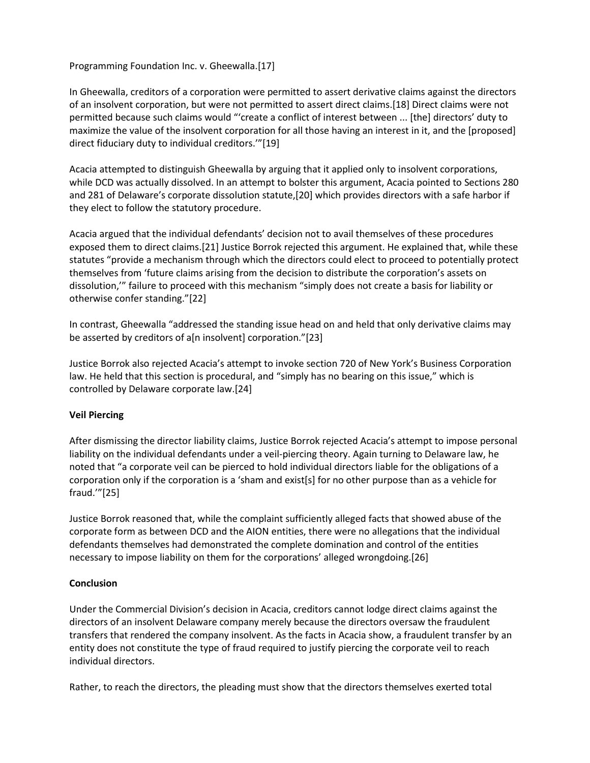Programming Foundation Inc. v. Gheewalla.[17]

In Gheewalla, creditors of a corporation were permitted to assert derivative claims against the directors of an insolvent corporation, but were not permitted to assert direct claims.[18] Direct claims were not permitted because such claims would "'create a conflict of interest between ... [the] directors' duty to maximize the value of the insolvent corporation for all those having an interest in it, and the [proposed] direct fiduciary duty to individual creditors.'"[19]

Acacia attempted to distinguish Gheewalla by arguing that it applied only to insolvent corporations, while DCD was actually dissolved. In an attempt to bolster this argument, Acacia pointed to Sections 280 and 281 of Delaware's corporate dissolution statute,[20] which provides directors with a safe harbor if they elect to follow the statutory procedure.

Acacia argued that the individual defendants' decision not to avail themselves of these procedures exposed them to direct claims.[21] Justice Borrok rejected this argument. He explained that, while these statutes "provide a mechanism through which the directors could elect to proceed to potentially protect themselves from 'future claims arising from the decision to distribute the corporation's assets on dissolution,'" failure to proceed with this mechanism "simply does not create a basis for liability or otherwise confer standing."[22]

In contrast, Gheewalla "addressed the standing issue head on and held that only derivative claims may be asserted by creditors of a[n insolvent] corporation."[23]

Justice Borrok also rejected Acacia's attempt to invoke section 720 of New York's Business Corporation law. He held that this section is procedural, and "simply has no bearing on this issue," which is controlled by Delaware corporate law.[24]

**Veil Piercing**

After dismissing the director liability claims, Justice Borrok rejected Acacia's attempt to impose personal liability on the individual defendants under a veil-piercing theory. Again turning to Delaware law, he noted that "a corporate veil can be pierced to hold individual directors liable for the obligations of a corporation only if the corporation is a 'sham and exist[s] for no other purpose than as a vehicle for fraud.'"[25]

Justice Borrok reasoned that, while the complaint sufficiently alleged facts that showed abuse of the corporate form as between DCD and the AION entities, there were no allegations that the individual defendants themselves had demonstrated the complete domination and control of the entities necessary to impose liability on them for the corporations' alleged wrongdoing.[26]

**Conclusion**

Under the Commercial Division's decision in Acacia, creditors cannot lodge direct claims against the directors of an insolvent Delaware company merely because the directors oversaw the fraudulent transfers that rendered the company insolvent. As the facts in Acacia show, a fraudulent transfer by an entity does not constitute the type of fraud required to justify piercing the corporate veil to reach individual directors.

Rather, to reach the directors, the pleading must show that the directors themselves exerted total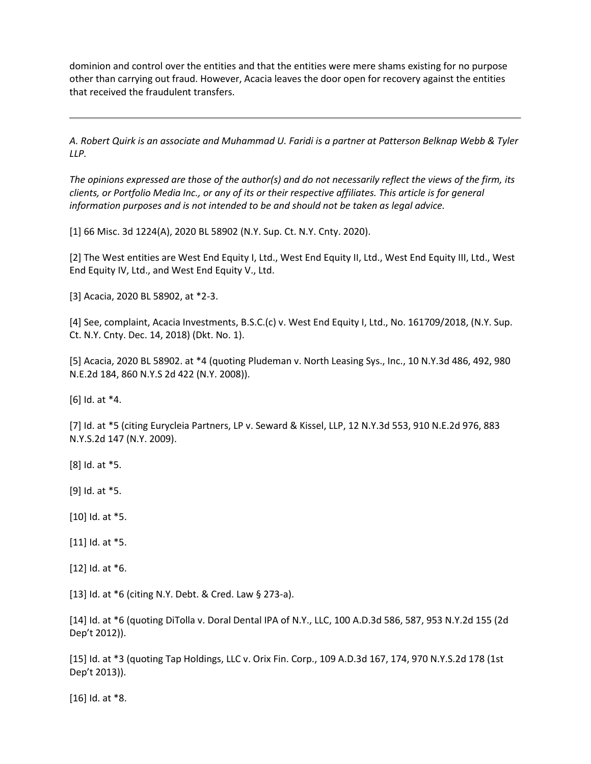dominion and control over the entities and that the entities were mere shams existing for no purpose other than carrying out fraud. However, Acacia leaves the door open for recovery against the entities that received the fraudulent transfers.

---

*A. Robert Quirk is an associate and Muhammad U. Faridi is a partner at Patterson Belknap Webb & Tyler LLP.*

*The opinions expressed are those of the author(s) and do not necessarily reflect the views of the firm, its clients, or Portfolio Media Inc., or any of its or their respective affiliates. This article is for general information purposes and is not intended to be and should not be taken as legal advice.*

[1] 66 Misc. 3d 1224(A), 2020 BL 58902 (N.Y. Sup. Ct. N.Y. Cnty. 2020).

[2] The West entities are West End Equity I, Ltd., West End Equity II, Ltd., West End Equity III, Ltd., West End Equity IV, Ltd., and West End Equity V., Ltd.

[3] Acacia, 2020 BL 58902, at *2-3.

[4] See, complaint, Acacia Investments, B.S.C.(c) v. West End Equity I, Ltd., No. 161709/2018, (N.Y. Sup. Ct. N.Y. Cnty. Dec. 14, 2018) (Dkt. No. 1).

[5] Acacia, 2020 BL 58902. at *4 (quoting Pludeman v. North Leasing Sys., Inc., 10 N.Y.3d 486, 492, 980 N.E.2d 184, 860 N.Y.S 2d 422 (N.Y. 2008)).

[6] Id. at *4.

[7] Id. at *5 (citing Eurycleia Partners, LP v. Seward & Kissel, LLP, 12 N.Y.3d 553, 910 N.E.2d 976, 883 N.Y.S.2d 147 (N.Y. 2009).

[8] Id. at *5.

[9] Id. at *5.

[10] Id. at *5.

[11] Id. at *5.

[12] Id. at *6.

[13] Id. at *6 (citing N.Y. Debt. & Cred. Law § 273-a).

[14] Id. at *6 (quoting DiTolla v. Doral Dental IPA of N.Y., LLC, 100 A.D.3d 586, 587, 953 N.Y.2d 155 (2d Dep't 2012)).

[15] Id. at *3 (quoting Tap Holdings, LLC v. Orix Fin. Corp., 109 A.D.3d 167, 174, 970 N.Y.S.2d 178 (1st Dep't 2013)).

[16] Id. at *8.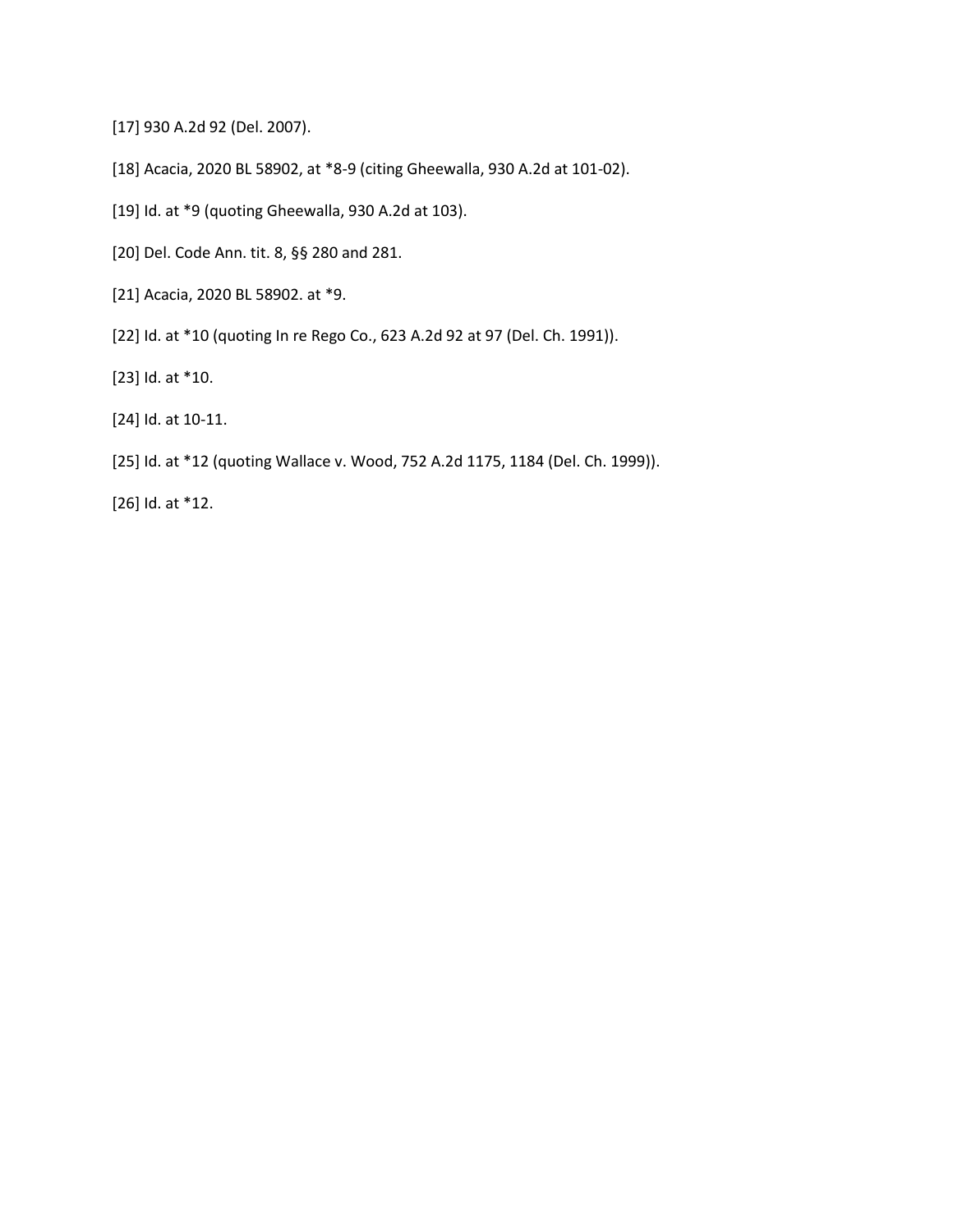[17] 930 A.2d 92 (Del. 2007).

[18] Acacia, 2020 BL 58902, at *8-9 (citing Gheewalla, 930 A.2d at 101-02).

[19] Id. at *9 (quoting Gheewalla, 930 A.2d at 103).

[20] Del. Code Ann. tit. 8, §§ 280 and 281.

[21] Acacia, 2020 BL 58902. at *9.

[22] Id. at *10 (quoting In re Rego Co., 623 A.2d 92 at 97 (Del. Ch. 1991)).

[23] Id. at *10.

[24] Id. at 10-11.

[25] Id. at *12 (quoting Wallace v. Wood, 752 A.2d 1175, 1184 (Del. Ch. 1999)).

[26] Id. at *12.